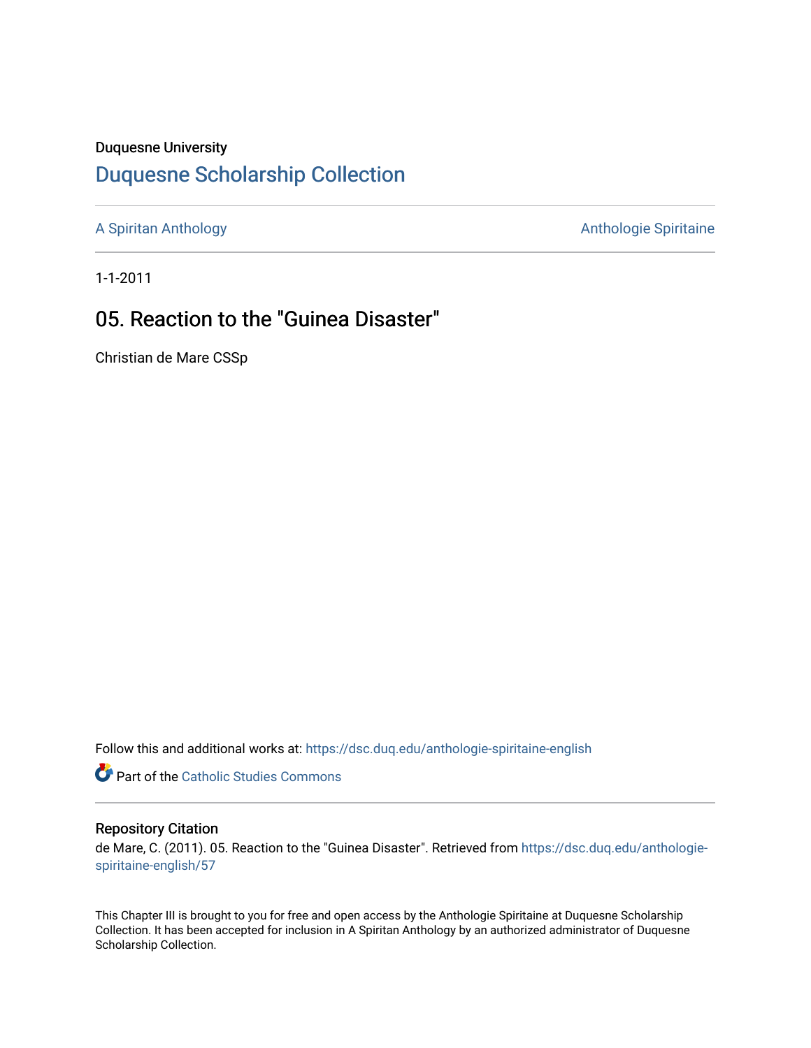Duquesne University

# Duquesne Scholarship Collection

A Spiritan Anthology

Anthologie Spiritaine

1-1-2011

## 05. Reaction to the "Guinea Disaster"

Christian de Mare CSSp

Follow this and additional works at: https://dsc.duq.edu/anthologie-spiritaine-english

Part of the Catholic Studies Commons

### Repository Citation

de Mare, C. (2011). 05. Reaction to the "Guinea Disaster". Retrieved from https://dsc.duq.edu/anthologie-spiritaine-english/57

This Chapter III is brought to you for free and open access by the Anthologie Spiritaine at Duquesne Scholarship Collection. It has been accepted for inclusion in A Spiritan Anthology by an authorized administrator of Duquesne Scholarship Collection.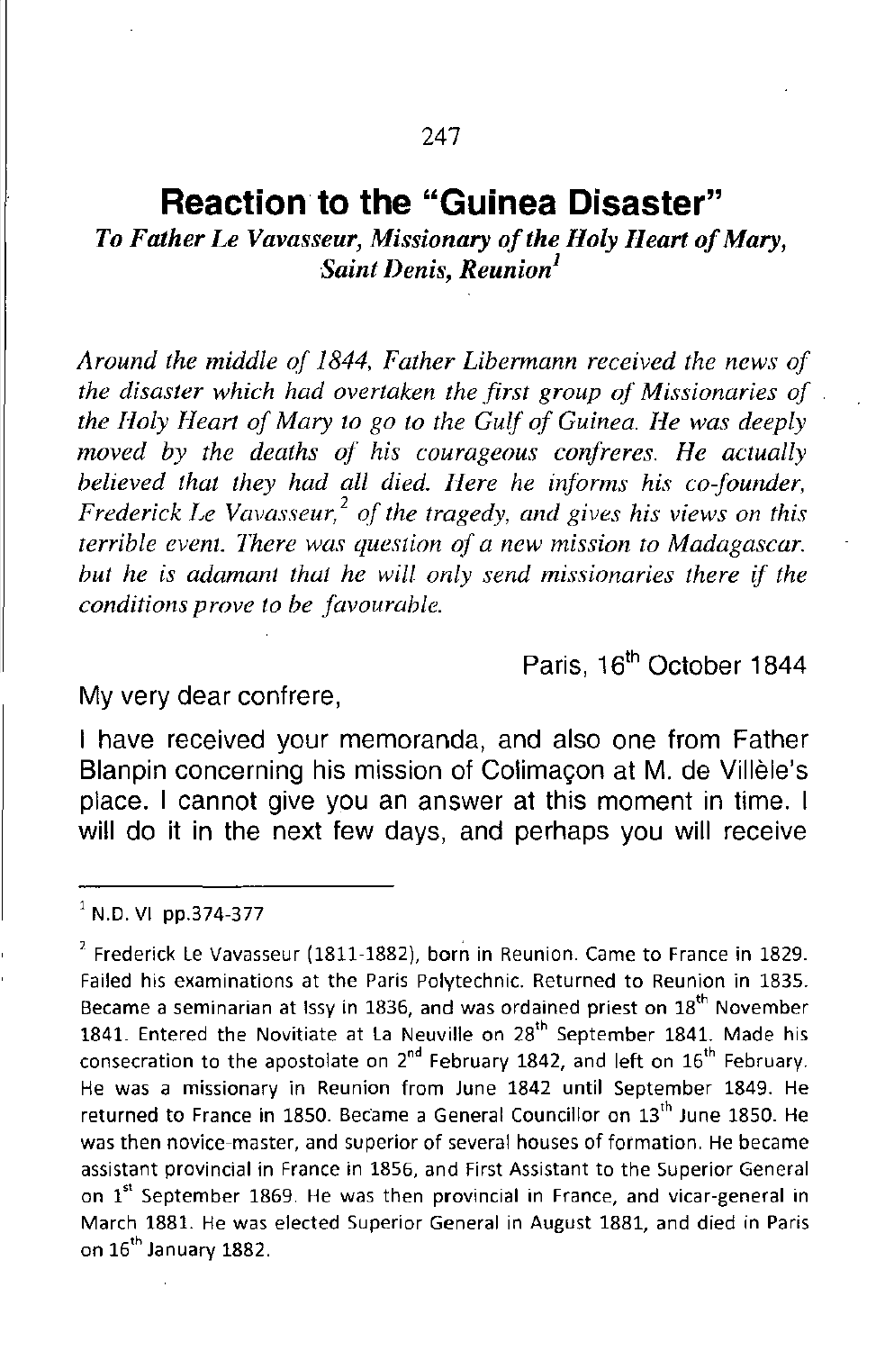# Reaction to the "Guinea Disaster"

*To Father Le Vavasseur, Missionary of the Holy Heart of Mary, Saint Denis, Reunion*[1]

*Around the middle of 1844, Father Libermann received the news of the disaster which had overtaken the first group of Missionaries of the Holy Heart of Mary to go to the Gulf of Guinea. He was deeply moved by the deaths of his courageous confreres. He actually believed that they had all died. Here he informs his co-founder, Frederick Le Vavasseur,*[2] *of the tragedy, and gives his views on this terrible event. There was question of a new mission to Madagascar. but he is adamant that he will only send missionaries there if the conditions prove to be favourable.*

Paris, 16th October 1844

My very dear confrere,

I have received your memoranda, and also one from Father Blanpin concerning his mission of Colimaçon at M. de Villèle's place. I cannot give you an answer at this moment in time. I will do it in the next few days, and perhaps you will receive

---

[1] N.D. VI pp.374-377

[2] Frederick Le Vavasseur (1811-1882), born in Reunion. Came to France in 1829. Failed his examinations at the Paris Polytechnic. Returned to Reunion in 1835. Became a seminarian at Issy in 1836, and was ordained priest on 18th November 1841. Entered the Novitiate at La Neuville on 28th September 1841. Made his consecration to the apostolate on 2nd February 1842, and left on 16th February. He was a missionary in Reunion from June 1842 until September 1849. He returned to France in 1850. Became a General Councillor on 13th June 1850. He was then novice-master, and superior of several houses of formation. He became assistant provincial in France in 1856, and First Assistant to the Superior General on 1st September 1869. He was then provincial in France, and vicar-general in March 1881. He was elected Superior General in August 1881, and died in Paris on 16th January 1882.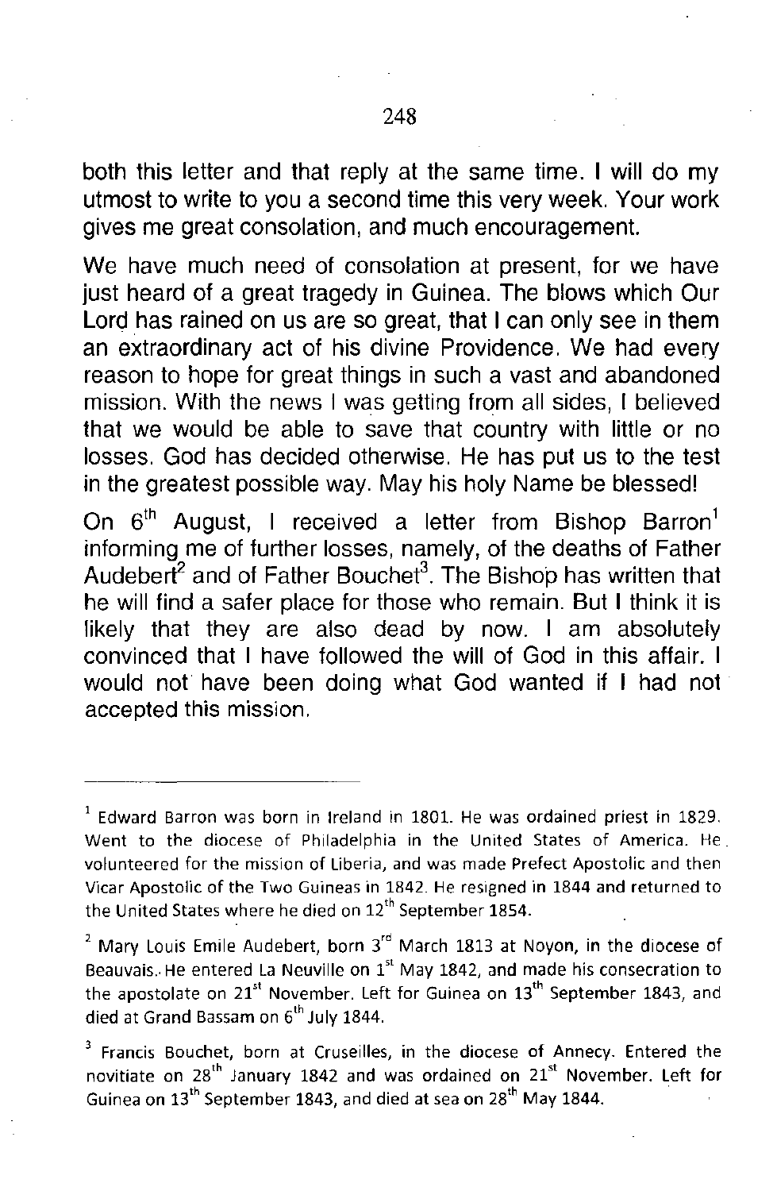both this letter and that reply at the same time. I will do my utmost to write to you a second time this very week. Your work gives me great consolation, and much encouragement.

We have much need of consolation at present, for we have just heard of a great tragedy in Guinea. The blows which Our Lord has rained on us are so great, that I can only see in them an extraordinary act of his divine Providence. We had every reason to hope for great things in such a vast and abandoned mission. With the news I was getting from all sides, I believed that we would be able to save that country with little or no losses. God has decided otherwise. He has put us to the test in the greatest possible way. May his holy Name be blessed!

On 6th August, I received a letter from Bishop Barron[1] informing me of further losses, namely, of the deaths of Father Audebert[2] and of Father Bouchet[3]. The Bishop has written that he will find a safer place for those who remain. But I think it is likely that they are also dead by now. I am absolutely convinced that I have followed the will of God in this affair. I would not have been doing what God wanted if I had not accepted this mission.

---

[1] Edward Barron was born in Ireland in 1801. He was ordained priest in 1829. Went to the diocese of Philadelphia in the United States of America. He volunteered for the mission of Liberia, and was made Prefect Apostolic and then Vicar Apostolic of the Two Guineas in 1842. He resigned in 1844 and returned to the United States where he died on 12th September 1854.

[2] Mary Louis Emile Audebert, born 3rd March 1813 at Noyon, in the diocese of Beauvais. He entered La Neuville on 1st May 1842, and made his consecration to the apostolate on 21st November. Left for Guinea on 13th September 1843, and died at Grand Bassam on 6th July 1844.

[3] Francis Bouchet, born at Cruseilles, in the diocese of Annecy. Entered the novitiate on 28th January 1842 and was ordained on 21st November. Left for Guinea on 13th September 1843, and died at sea on 28th May 1844.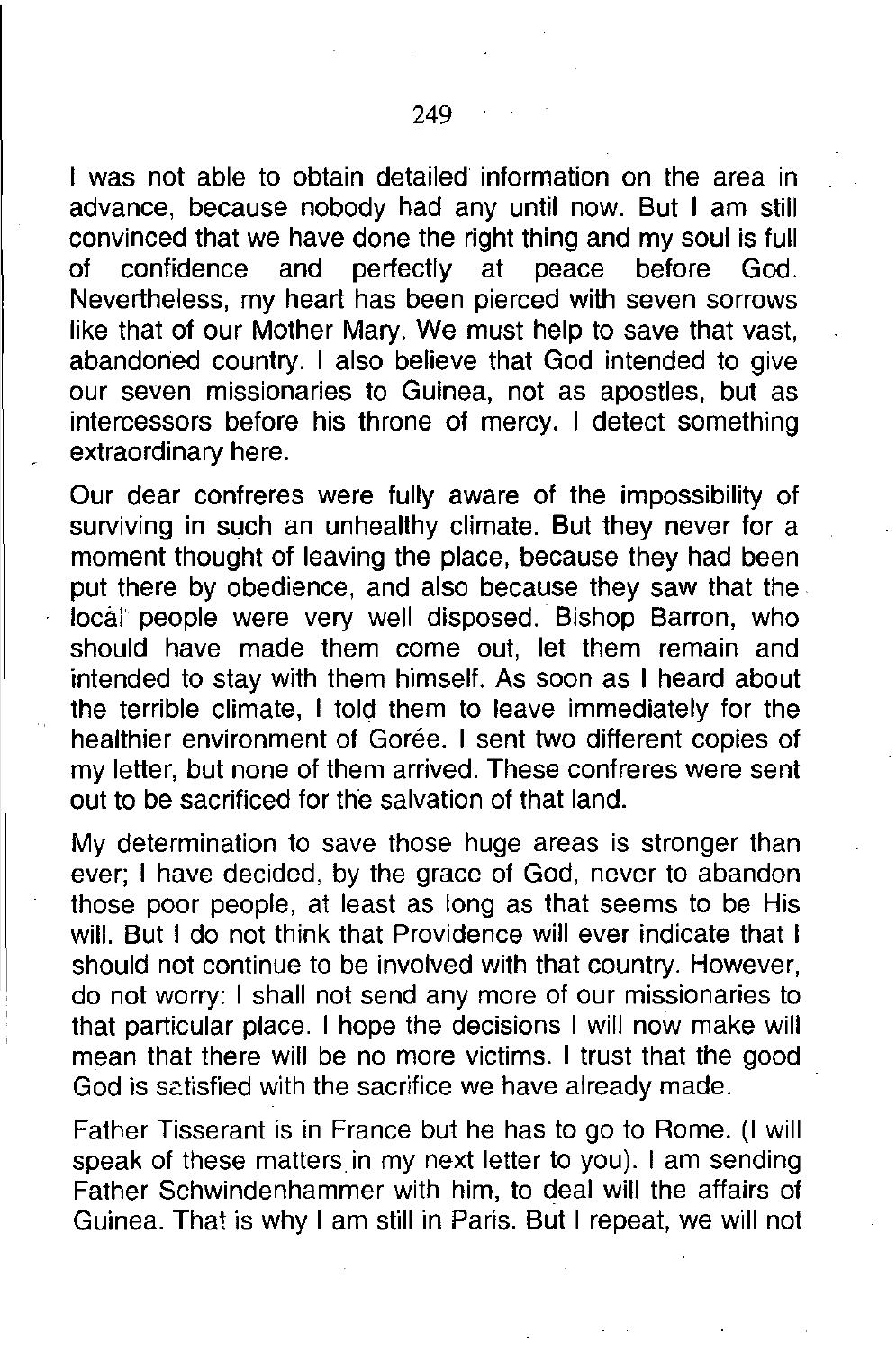I was not able to obtain detailed information on the area in advance, because nobody had any until now. But I am still convinced that we have done the right thing and my soul is full of confidence and perfectly at peace before God. Nevertheless, my heart has been pierced with seven sorrows like that of our Mother Mary. We must help to save that vast, abandoned country. I also believe that God intended to give our seven missionaries to Guinea, not as apostles, but as intercessors before his throne of mercy. I detect something extraordinary here.

Our dear confreres were fully aware of the impossibility of surviving in such an unhealthy climate. But they never for a moment thought of leaving the place, because they had been put there by obedience, and also because they saw that the local people were very well disposed. Bishop Barron, who should have made them come out, let them remain and intended to stay with them himself. As soon as I heard about the terrible climate, I told them to leave immediately for the healthier environment of Gorée. I sent two different copies of my letter, but none of them arrived. These confreres were sent out to be sacrificed for the salvation of that land.

My determination to save those huge areas is stronger than ever; I have decided, by the grace of God, never to abandon those poor people, at least as long as that seems to be His will. But I do not think that Providence will ever indicate that I should not continue to be involved with that country. However, do not worry: I shall not send any more of our missionaries to that particular place. I hope the decisions I will now make will mean that there will be no more victims. I trust that the good God is satisfied with the sacrifice we have already made.

Father Tisserant is in France but he has to go to Rome. (I will speak of these matters in my next letter to you). I am sending Father Schwindenhammer with him, to deal will the affairs of Guinea. That is why I am still in Paris. But I repeat, we will not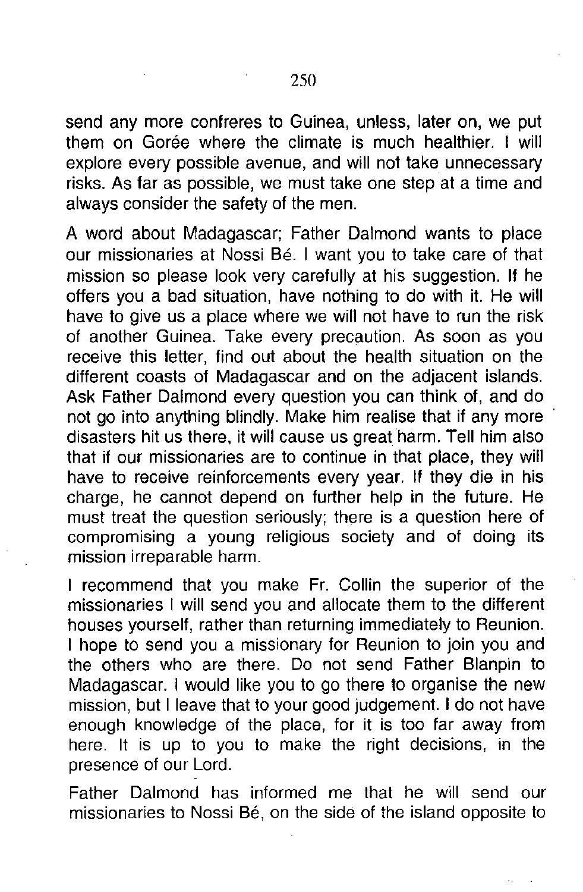send any more confreres to Guinea, unless, later on, we put them on Gorée where the climate is much healthier. I will explore every possible avenue, and will not take unnecessary risks. As far as possible, we must take one step at a time and always consider the safety of the men.

A word about Madagascar; Father Dalmond wants to place our missionaries at Nossi Bé. I want you to take care of that mission so please look very carefully at his suggestion. If he offers you a bad situation, have nothing to do with it. He will have to give us a place where we will not have to run the risk of another Guinea. Take every precaution. As soon as you receive this letter, find out about the health situation on the different coasts of Madagascar and on the adjacent islands. Ask Father Dalmond every question you can think of, and do not go into anything blindly. Make him realise that if any more disasters hit us there, it will cause us great harm. Tell him also that if our missionaries are to continue in that place, they will have to receive reinforcements every year. If they die in his charge, he cannot depend on further help in the future. He must treat the question seriously; there is a question here of compromising a young religious society and of doing its mission irreparable harm.

I recommend that you make Fr. Collin the superior of the missionaries I will send you and allocate them to the different houses yourself, rather than returning immediately to Reunion. I hope to send you a missionary for Reunion to join you and the others who are there. Do not send Father Blanpin to Madagascar. I would like you to go there to organise the new mission, but I leave that to your good judgement. I do not have enough knowledge of the place, for it is too far away from here. It is up to you to make the right decisions, in the presence of our Lord.

Father Dalmond has informed me that he will send our missionaries to Nossi Bé, on the side of the island opposite to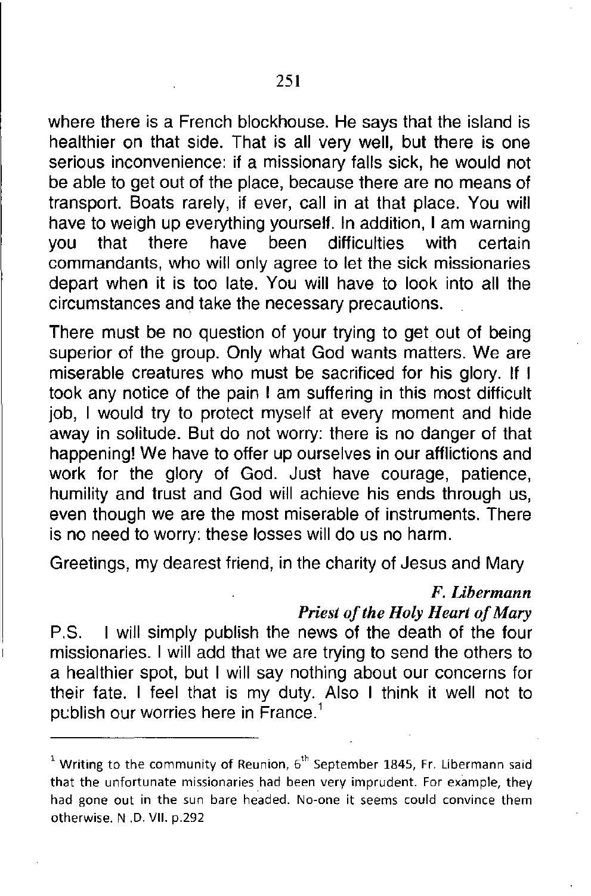where there is a French blockhouse. He says that the island is healthier on that side. That is all very well, but there is one serious inconvenience: if a missionary falls sick, he would not be able to get out of the place, because there are no means of transport. Boats rarely, if ever, call in at that place. You will have to weigh up everything yourself. In addition, I am warning you that there have been difficulties with certain commandants, who will only agree to let the sick missionaries depart when it is too late. You will have to look into all the circumstances and take the necessary precautions.

There must be no question of your trying to get out of being superior of the group. Only what God wants matters. We are miserable creatures who must be sacrificed for his glory. If I took any notice of the pain I am suffering in this most difficult job, I would try to protect myself at every moment and hide away in solitude. But do not worry: there is no danger of that happening! We have to offer up ourselves in our afflictions and work for the glory of God. Just have courage, patience, humility and trust and God will achieve his ends through us, even though we are the most miserable of instruments. There is no need to worry: these losses will do us no harm.

Greetings, my dearest friend, in the charity of Jesus and Mary

***F. Libermann***
***Priest of the Holy Heart of Mary***

P.S. I will simply publish the news of the death of the four missionaries. I will add that we are trying to send the others to a healthier spot, but I will say nothing about our concerns for their fate. I feel that is my duty. Also I think it well not to publish our worries here in France.[1]

---

[1] Writing to the community of Reunion, 6th September 1845, Fr. Libermann said that the unfortunate missionaries had been very imprudent. For example, they had gone out in the sun bare headed. No-one it seems could convince them otherwise. N .D. VII. p.292